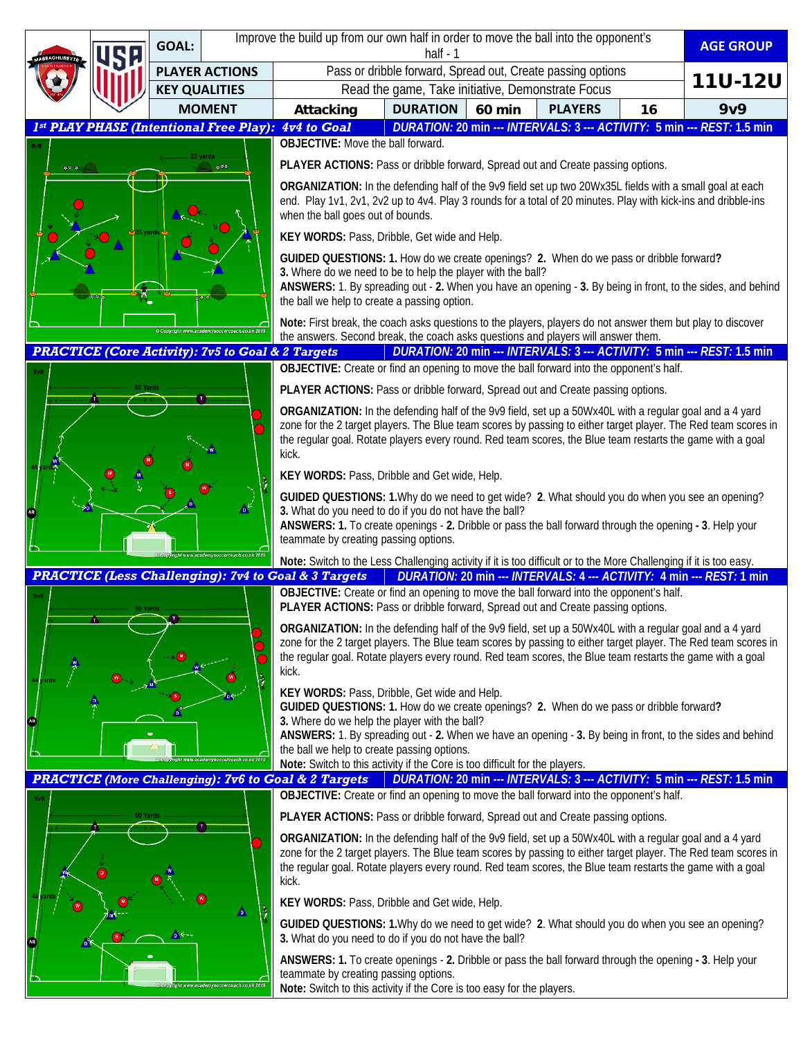| | GOAL: | Improve the build up from our own half in order to move the ball into the opponent's half - 1 | | | | | AGE GROUP |
|---|---|---|---|---|---|---|---|
| | PLAYER ACTIONS | Pass or dribble forward, Spread out, Create passing options | | | | | 11U-12U |
| | KEY QUALITIES | Read the game, Take initiative, Demonstrate Focus | | | | | |
| | MOMENT | Attacking | DURATION | 60 min | PLAYERS | 16 | 9v9 |

## 1st PLAY PHASE (Intentional Free Play): 4v4 to Goal

**DURATION: 20 min --- INTERVALS: 3 --- ACTIVITY: 5 min --- REST: 1.5 min**

**OBJECTIVE:** Move the ball forward.

**PLAYER ACTIONS:** Pass or dribble forward, Spread out and Create passing options.

**ORGANIZATION:** In the defending half of the 9v9 field set up two 20Wx35L fields with a small goal at each end. Play 1v1, 2v1, 2v2 up to 4v4. Play 3 rounds for a total of 20 minutes. Play with kick-ins and dribble-ins when the ball goes out of bounds.

**KEY WORDS:** Pass, Dribble, Get wide and Help.

**GUIDED QUESTIONS: 1.** How do we create openings? **2.** When do we pass or dribble forward**?**
**3.** Where do we need to be to help the player with the ball?
**ANSWERS:** 1. By spreading out - **2.** When you have an opening - **3.** By being in front, to the sides, and behind the ball we help to create a passing option.

**Note:** First break, the coach asks questions to the players, players do not answer them but play to discover the answers. Second break, the coach asks questions and players will answer them.

## PRACTICE (Core Activity): 7v5 to Goal & 2 Targets

**DURATION: 20 min --- INTERVALS: 3 --- ACTIVITY: 5 min --- REST: 1.5 min**

**OBJECTIVE:** Create or find an opening to move the ball forward into the opponent's half.

**PLAYER ACTIONS:** Pass or dribble forward, Spread out and Create passing options.

**ORGANIZATION:** In the defending half of the 9v9 field, set up a 50Wx40L with a regular goal and a 4 yard zone for the 2 target players. The Blue team scores by passing to either target player. The Red team scores in the regular goal. Rotate players every round. Red team scores, the Blue team restarts the game with a goal kick.

**KEY WORDS:** Pass, Dribble and Get wide, Help.

**GUIDED QUESTIONS: 1.**Why do we need to get wide? **2**. What should you do when you see an opening?
**3.** What do you need to do if you do not have the ball?
**ANSWERS: 1.** To create openings - **2.** Dribble or pass the ball forward through the opening **- 3**. Help your teammate by creating passing options.

**Note:** Switch to the Less Challenging activity if it is too difficult or to the More Challenging if it is too easy.

## PRACTICE (Less Challenging): 7v4 to Goal & 3 Targets

**DURATION: 20 min --- INTERVALS: 4 --- ACTIVITY: 4 min --- REST: 1 min**

**OBJECTIVE:** Create or find an opening to move the ball forward into the opponent's half.
**PLAYER ACTIONS:** Pass or dribble forward, Spread out and Create passing options.

**ORGANIZATION:** In the defending half of the 9v9 field, set up a 50Wx40L with a regular goal and a 4 yard zone for the 2 target players. The Blue team scores by passing to either target player. The Red team scores in the regular goal. Rotate players every round. Red team scores, the Blue team restarts the game with a goal kick.

**KEY WORDS:** Pass, Dribble, Get wide and Help.
**GUIDED QUESTIONS: 1.** How do we create openings? **2.** When do we pass or dribble forward**?**
**3.** Where do we help the player with the ball?
**ANSWERS:** 1. By spreading out - **2.** When we have an opening - **3.** By being in front, to the sides and behind the ball we help to create passing options.
**Note:** Switch to this activity if the Core is too difficult for the players.

## PRACTICE (More Challenging): 7v6 to Goal & 2 Targets

**DURATION: 20 min --- INTERVALS: 3 --- ACTIVITY: 5 min --- REST: 1.5 min**

**OBJECTIVE:** Create or find an opening to move the ball forward into the opponent's half.

**PLAYER ACTIONS:** Pass or dribble forward, Spread out and Create passing options.

**ORGANIZATION:** In the defending half of the 9v9 field, set up a 50Wx40L with a regular goal and a 4 yard zone for the 2 target players. The Blue team scores by passing to either target player. The Red team scores in the regular goal. Rotate players every round. Red team scores, the Blue team restarts the game with a goal kick.

**KEY WORDS:** Pass, Dribble and Get wide, Help.

**GUIDED QUESTIONS: 1.**Why do we need to get wide? **2**. What should you do when you see an opening?
**3.** What do you need to do if you do not have the ball?

**ANSWERS: 1.** To create openings - **2.** Dribble or pass the ball forward through the opening **- 3**. Help your teammate by creating passing options.
**Note:** Switch to this activity if the Core is too easy for the players.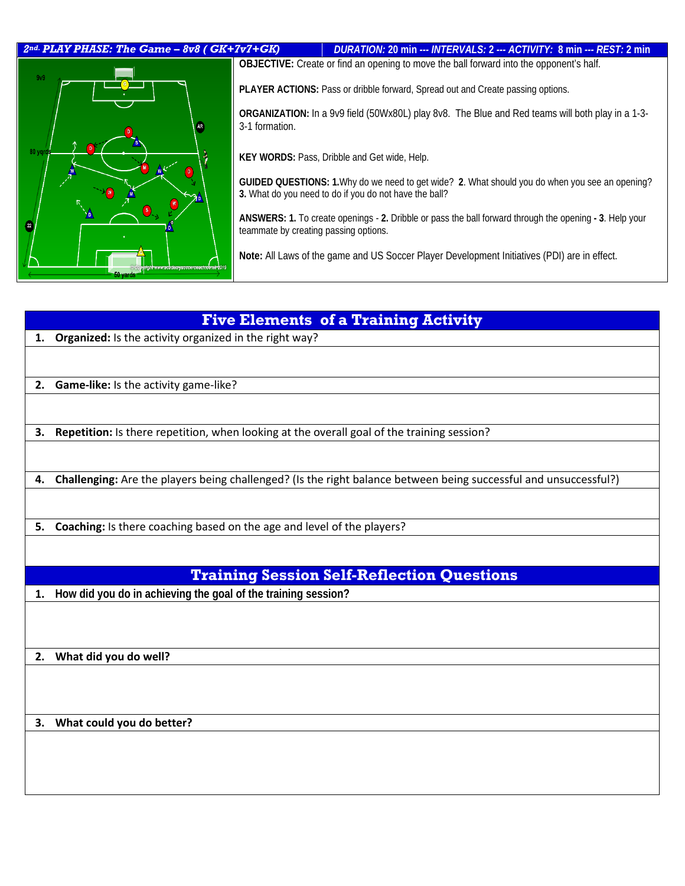**2nd. PLAY PHASE: The Game – 8v8 ( GK+7v7+GK)** | *DURATION:* 20 min --- *INTERVALS:* 2 --- *ACTIVITY:* 8 min --- *REST:* 2 min

**OBJECTIVE:** Create or find an opening to move the ball forward into the opponent's half.

**PLAYER ACTIONS:** Pass or dribble forward, Spread out and Create passing options.

**ORGANIZATION:** In a 9v9 field (50Wx80L) play 8v8. The Blue and Red teams will both play in a 1-3-3-1 formation.

**KEY WORDS:** Pass, Dribble and Get wide, Help.

**GUIDED QUESTIONS: 1.** Why do we need to get wide? **2**. What should you do when you see an opening? **3.** What do you need to do if you do not have the ball?

**ANSWERS: 1.** To create openings - **2.** Dribble or pass the ball forward through the opening **- 3**. Help your teammate by creating passing options.

**Note:** All Laws of the game and US Soccer Player Development Initiatives (PDI) are in effect.

## Five Elements of a Training Activity

1. **Organized:** Is the activity organized in the right way?

2. **Game-like:** Is the activity game-like?

3. **Repetition:** Is there repetition, when looking at the overall goal of the training session?

4. **Challenging:** Are the players being challenged? (Is the right balance between being successful and unsuccessful?)

5. **Coaching:** Is there coaching based on the age and level of the players?

## Training Session Self-Reflection Questions

1. **How did you do in achieving the goal of the training session?**

2. **What did you do well?**

3. **What could you do better?**